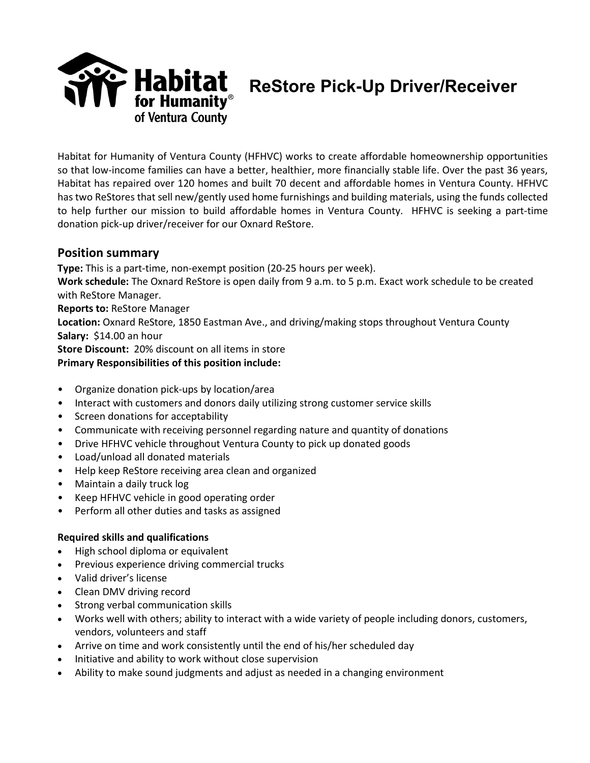Habitat for Humanity® of Ventura County

# ReStore Pick-Up Driver/Receiver

Habitat for Humanity of Ventura County (HFHVC) works to create affordable homeownership opportunities so that low-income families can have a better, healthier, more financially stable life. Over the past 36 years, Habitat has repaired over 120 homes and built 70 decent and affordable homes in Ventura County. HFHVC has two ReStores that sell new/gently used home furnishings and building materials, using the funds collected to help further our mission to build affordable homes in Ventura County. HFHVC is seeking a part-time donation pick-up driver/receiver for our Oxnard ReStore.

## Position summary

**Type:** This is a part-time, non-exempt position (20-25 hours per week).
**Work schedule:** The Oxnard ReStore is open daily from 9 a.m. to 5 p.m. Exact work schedule to be created with ReStore Manager.
**Reports to:** ReStore Manager
**Location:** Oxnard ReStore, 1850 Eastman Ave., and driving/making stops throughout Ventura County
**Salary:** $14.00 an hour
**Store Discount:** 20% discount on all items in store
**Primary Responsibilities of this position include:**

- Organize donation pick-ups by location/area
- Interact with customers and donors daily utilizing strong customer service skills
- Screen donations for acceptability
- Communicate with receiving personnel regarding nature and quantity of donations
- Drive HFHVC vehicle throughout Ventura County to pick up donated goods
- Load/unload all donated materials
- Help keep ReStore receiving area clean and organized
- Maintain a daily truck log
- Keep HFHVC vehicle in good operating order
- Perform all other duties and tasks as assigned

**Required skills and qualifications**

- High school diploma or equivalent
- Previous experience driving commercial trucks
- Valid driver's license
- Clean DMV driving record
- Strong verbal communication skills
- Works well with others; ability to interact with a wide variety of people including donors, customers, vendors, volunteers and staff
- Arrive on time and work consistently until the end of his/her scheduled day
- Initiative and ability to work without close supervision
- Ability to make sound judgments and adjust as needed in a changing environment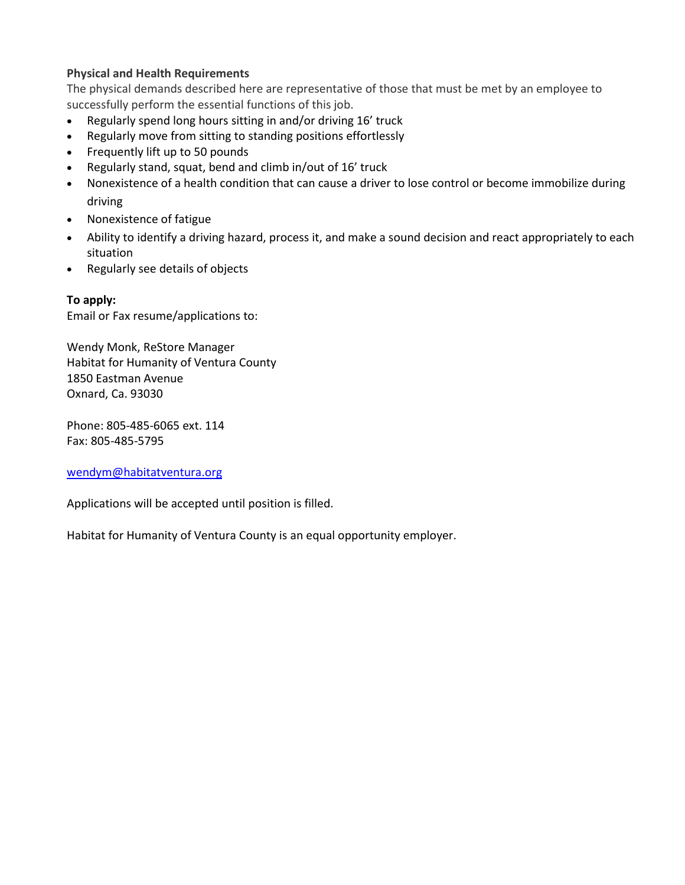**Physical and Health Requirements**

The physical demands described here are representative of those that must be met by an employee to successfully perform the essential functions of this job.

- Regularly spend long hours sitting in and/or driving 16' truck
- Regularly move from sitting to standing positions effortlessly
- Frequently lift up to 50 pounds
- Regularly stand, squat, bend and climb in/out of 16' truck
- Nonexistence of a health condition that can cause a driver to lose control or become immobilize during driving
- Nonexistence of fatigue
- Ability to identify a driving hazard, process it, and make a sound decision and react appropriately to each situation
- Regularly see details of objects

**To apply:**

Email or Fax resume/applications to:

Wendy Monk, ReStore Manager
Habitat for Humanity of Ventura County
1850 Eastman Avenue
Oxnard, Ca. 93030

Phone: 805-485-6065 ext. 114
Fax: 805-485-5795

wendym@habitatventura.org

Applications will be accepted until position is filled.

Habitat for Humanity of Ventura County is an equal opportunity employer.